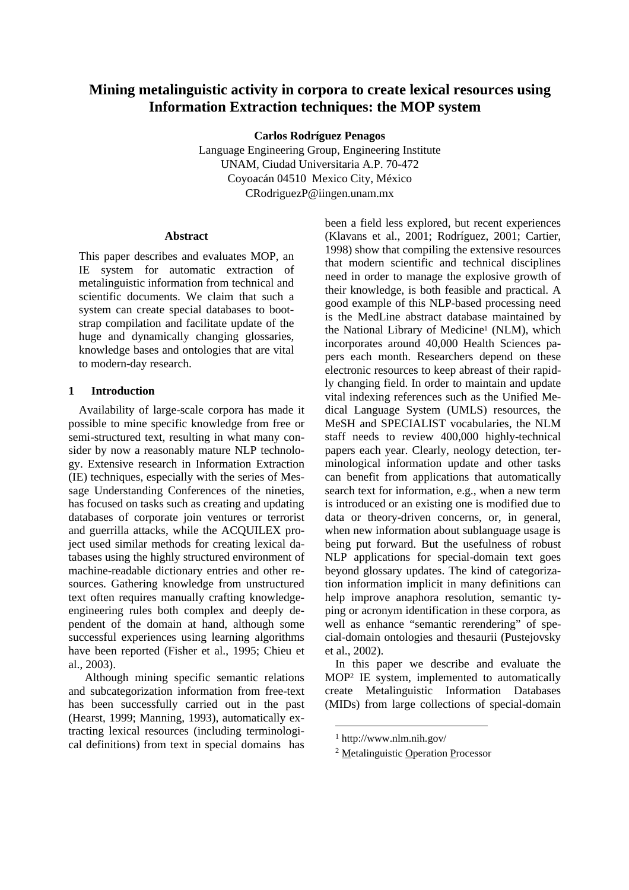# Mining metalinguistic activity in corpora to create lexical resources using Information Extraction techniques: the MOP system

**Carlos Rodríguez Penagos**

Language Engineering Group, Engineering Institute
UNAM, Ciudad Universitaria A.P. 70-472
Coyoacán 04510 Mexico City, México
CRodriguezP@iingen.unam.mx

### Abstract

This paper describes and evaluates MOP, an IE system for automatic extraction of metalinguistic information from technical and scientific documents. We claim that such a system can create special databases to bootstrap compilation and facilitate update of the huge and dynamically changing glossaries, knowledge bases and ontologies that are vital to modern-day research.

## 1 Introduction

Availability of large-scale corpora has made it possible to mine specific knowledge from free or semi-structured text, resulting in what many consider by now a reasonably mature NLP technology. Extensive research in Information Extraction (IE) techniques, especially with the series of Message Understanding Conferences of the nineties, has focused on tasks such as creating and updating databases of corporate join ventures or terrorist and guerrilla attacks, while the ACQUILEX project used similar methods for creating lexical databases using the highly structured environment of machine-readable dictionary entries and other resources. Gathering knowledge from unstructured text often requires manually crafting knowledge-engineering rules both complex and deeply dependent of the domain at hand, although some successful experiences using learning algorithms have been reported (Fisher et al., 1995; Chieu et al., 2003).

Although mining specific semantic relations and subcategorization information from free-text has been successfully carried out in the past (Hearst, 1999; Manning, 1993), automatically extracting lexical resources (including terminological definitions) from text in special domains has been a field less explored, but recent experiences (Klavans et al., 2001; Rodríguez, 2001; Cartier, 1998) show that compiling the extensive resources that modern scientific and technical disciplines need in order to manage the explosive growth of their knowledge, is both feasible and practical. A good example of this NLP-based processing need is the MedLine abstract database maintained by the National Library of Medicine[1] (NLM), which incorporates around 40,000 Health Sciences papers each month. Researchers depend on these electronic resources to keep abreast of their rapidly changing field. In order to maintain and update vital indexing references such as the Unified Medical Language System (UMLS) resources, the MeSH and SPECIALIST vocabularies, the NLM staff needs to review 400,000 highly-technical papers each year. Clearly, neology detection, terminological information update and other tasks can benefit from applications that automatically search text for information, e.g., when a new term is introduced or an existing one is modified due to data or theory-driven concerns, or, in general, when new information about sublanguage usage is being put forward. But the usefulness of robust NLP applications for special-domain text goes beyond glossary updates. The kind of categorization information implicit in many definitions can help improve anaphora resolution, semantic typing or acronym identification in these corpora, as well as enhance "semantic rerendering" of special-domain ontologies and thesaurii (Pustejovsky et al., 2002).

In this paper we describe and evaluate the MOP[2] IE system, implemented to automatically create Metalinguistic Information Databases (MIDs) from large collections of special-domain

---

[1] http://www.nlm.nih.gov/

[2] Metalinguistic Operation Processor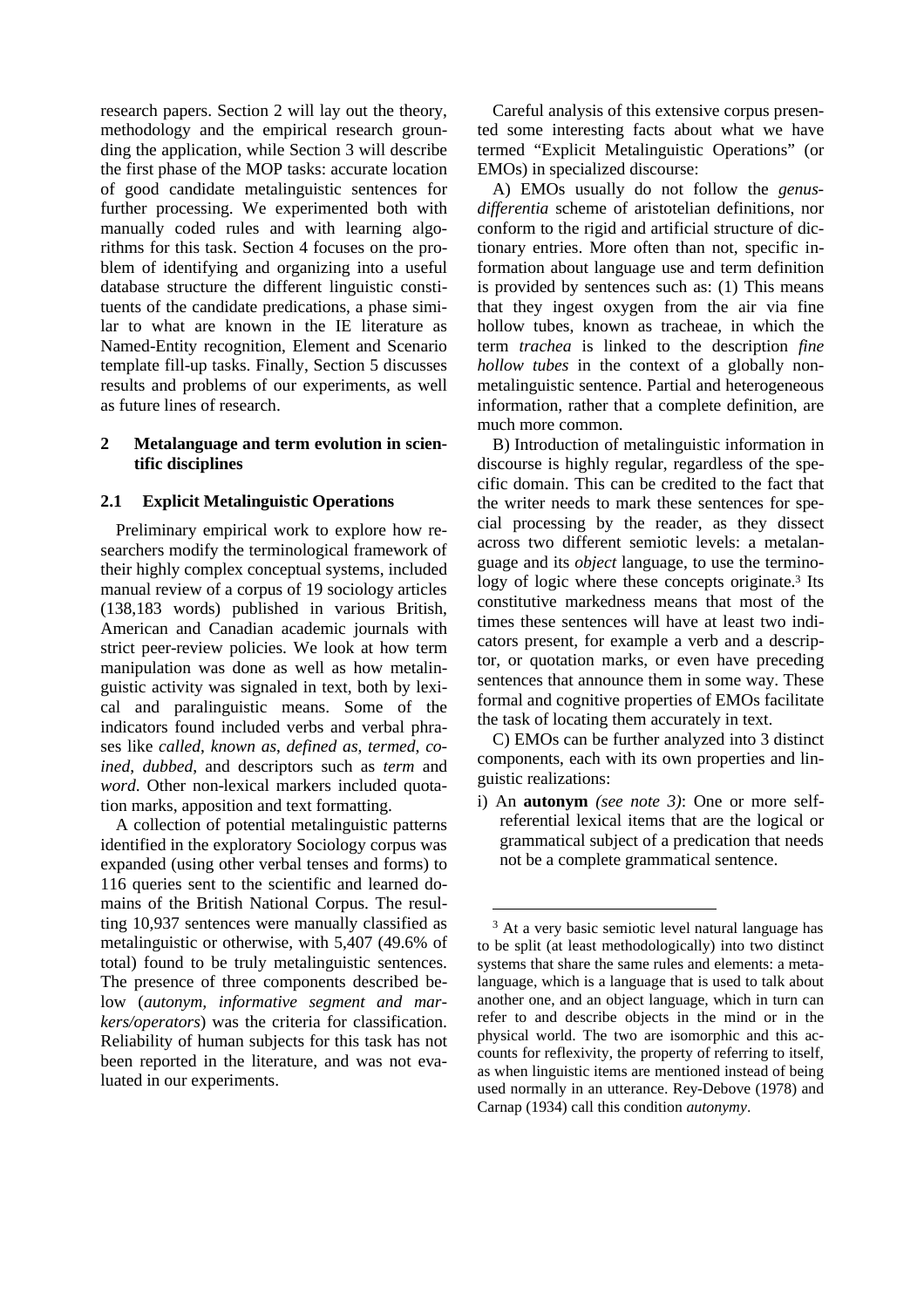research papers. Section 2 will lay out the theory, methodology and the empirical research grounding the application, while Section 3 will describe the first phase of the MOP tasks: accurate location of good candidate metalinguistic sentences for further processing. We experimented both with manually coded rules and with learning algorithms for this task. Section 4 focuses on the problem of identifying and organizing into a useful database structure the different linguistic constituents of the candidate predications, a phase similar to what are known in the IE literature as Named-Entity recognition, Element and Scenario template fill-up tasks. Finally, Section 5 discusses results and problems of our experiments, as well as future lines of research.

## 2 Metalanguage and term evolution in scientific disciplines

### 2.1 Explicit Metalinguistic Operations

Preliminary empirical work to explore how researchers modify the terminological framework of their highly complex conceptual systems, included manual review of a corpus of 19 sociology articles (138,183 words) published in various British, American and Canadian academic journals with strict peer-review policies. We look at how term manipulation was done as well as how metalinguistic activity was signaled in text, both by lexical and paralinguistic means. Some of the indicators found included verbs and verbal phrases like *called*, *known as*, *defined as*, *termed*, *coined*, *dubbed*, and descriptors such as *term* and *word*. Other non-lexical markers included quotation marks, apposition and text formatting.

A collection of potential metalinguistic patterns identified in the exploratory Sociology corpus was expanded (using other verbal tenses and forms) to 116 queries sent to the scientific and learned domains of the British National Corpus. The resulting 10,937 sentences were manually classified as metalinguistic or otherwise, with 5,407 (49.6% of total) found to be truly metalinguistic sentences. The presence of three components described below (*autonym*, *informative segment and markers/operators*) was the criteria for classification. Reliability of human subjects for this task has not been reported in the literature, and was not evaluated in our experiments.

Careful analysis of this extensive corpus presented some interesting facts about what we have termed "Explicit Metalinguistic Operations" (or EMOs) in specialized discourse:

A) EMOs usually do not follow the *genus-differentia* scheme of aristotelian definitions, nor conform to the rigid and artificial structure of dictionary entries. More often than not, specific information about language use and term definition is provided by sentences such as: (1) This means that they ingest oxygen from the air via fine hollow tubes, known as tracheae, in which the term *trachea* is linked to the description *fine hollow tubes* in the context of a globally non-metalinguistic sentence. Partial and heterogeneous information, rather that a complete definition, are much more common.

B) Introduction of metalinguistic information in discourse is highly regular, regardless of the specific domain. This can be credited to the fact that the writer needs to mark these sentences for special processing by the reader, as they dissect across two different semiotic levels: a metalanguage and its *object* language, to use the terminology of logic where these concepts originate.[3] Its constitutive markedness means that most of the times these sentences will have at least two indicators present, for example a verb and a descriptor, or quotation marks, or even have preceding sentences that announce them in some way. These formal and cognitive properties of EMOs facilitate the task of locating them accurately in text.

C) EMOs can be further analyzed into 3 distinct components, each with its own properties and linguistic realizations:

i) An **autonym** *(see note 3)*: One or more self-referential lexical items that are the logical or grammatical subject of a predication that needs not be a complete grammatical sentence.

---

[3] At a very basic semiotic level natural language has to be split (at least methodologically) into two distinct systems that share the same rules and elements: a metalanguage, which is a language that is used to talk about another one, and an object language, which in turn can refer to and describe objects in the mind or in the physical world. The two are isomorphic and this accounts for reflexivity, the property of referring to itself, as when linguistic items are mentioned instead of being used normally in an utterance. Rey-Debove (1978) and Carnap (1934) call this condition *autonymy*.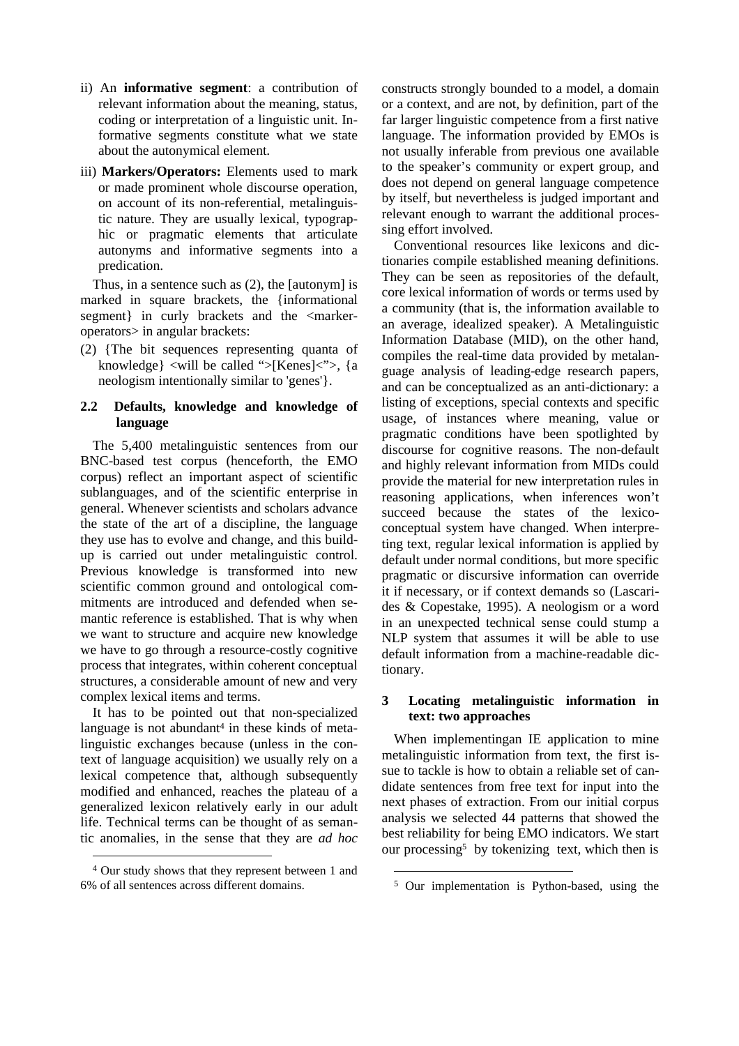ii) An **informative segment**: a contribution of relevant information about the meaning, status, coding or interpretation of a linguistic unit. Informative segments constitute what we state about the autonymical element.

iii) **Markers/Operators:** Elements used to mark or made prominent whole discourse operation, on account of its non-referential, metalinguistic nature. They are usually lexical, typographic or pragmatic elements that articulate autonyms and informative segments into a predication.

Thus, in a sentence such as (2), the [autonym] is marked in square brackets, the {informational segment} in curly brackets and the <marker-operators> in angular brackets:

(2) {The bit sequences representing quanta of knowledge} <will be called ">[Kenes]<">, {a neologism intentionally similar to 'genes'}.

### 2.2 Defaults, knowledge and knowledge of language

The 5,400 metalinguistic sentences from our BNC-based test corpus (henceforth, the EMO corpus) reflect an important aspect of scientific sublanguages, and of the scientific enterprise in general. Whenever scientists and scholars advance the state of the art of a discipline, the language they use has to evolve and change, and this build-up is carried out under metalinguistic control. Previous knowledge is transformed into new scientific common ground and ontological commitments are introduced and defended when semantic reference is established. That is why when we want to structure and acquire new knowledge we have to go through a resource-costly cognitive process that integrates, within coherent conceptual structures, a considerable amount of new and very complex lexical items and terms.

It has to be pointed out that non-specialized language is not abundant[4] in these kinds of metalinguistic exchanges because (unless in the context of language acquisition) we usually rely on a lexical competence that, although subsequently modified and enhanced, reaches the plateau of a generalized lexicon relatively early in our adult life. Technical terms can be thought of as semantic anomalies, in the sense that they are *ad hoc* constructs strongly bounded to a model, a domain or a context, and are not, by definition, part of the far larger linguistic competence from a first native language. The information provided by EMOs is not usually inferable from previous one available to the speaker's community or expert group, and does not depend on general language competence by itself, but nevertheless is judged important and relevant enough to warrant the additional processing effort involved.

Conventional resources like lexicons and dictionaries compile established meaning definitions. They can be seen as repositories of the default, core lexical information of words or terms used by a community (that is, the information available to an average, idealized speaker). A Metalinguistic Information Database (MID), on the other hand, compiles the real-time data provided by metalanguage analysis of leading-edge research papers, and can be conceptualized as an anti-dictionary: a listing of exceptions, special contexts and specific usage, of instances where meaning, value or pragmatic conditions have been spotlighted by discourse for cognitive reasons. The non-default and highly relevant information from MIDs could provide the material for new interpretation rules in reasoning applications, when inferences won't succeed because the states of the lexico-conceptual system have changed. When interpreting text, regular lexical information is applied by default under normal conditions, but more specific pragmatic or discursive information can override it if necessary, or if context demands so (Lascarides & Copestake, 1995). A neologism or a word in an unexpected technical sense could stump a NLP system that assumes it will be able to use default information from a machine-readable dictionary.

## 3 Locating metalinguistic information in text: two approaches

When implementingan IE application to mine metalinguistic information from text, the first issue to tackle is how to obtain a reliable set of candidate sentences from free text for input into the next phases of extraction. From our initial corpus analysis we selected 44 patterns that showed the best reliability for being EMO indicators. We start our processing[5] by tokenizing text, which then is

---

[4] Our study shows that they represent between 1 and 6% of all sentences across different domains.

[5] Our implementation is Python-based, using the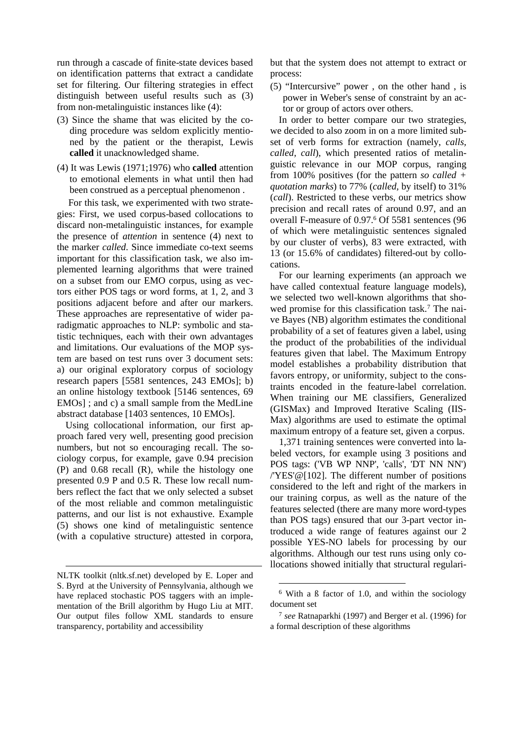run through a cascade of finite-state devices based on identification patterns that extract a candidate set for filtering. Our filtering strategies in effect distinguish between useful results such as (3) from non-metalinguistic instances like (4):

(3) Since the shame that was elicited by the coding procedure was seldom explicitly mentioned by the patient or the therapist, Lewis **called** it unacknowledged shame.

(4) It was Lewis (1971;1976) who **called** attention to emotional elements in what until then had been construed as a perceptual phenomenon .

For this task, we experimented with two strategies: First, we used corpus-based collocations to discard non-metalinguistic instances, for example the presence of *attention* in sentence (4) next to the marker *called*. Since immediate co-text seems important for this classification task, we also implemented learning algorithms that were trained on a subset from our EMO corpus, using as vectors either POS tags or word forms, at 1, 2, and 3 positions adjacent before and after our markers. These approaches are representative of wider paradigmatic approaches to NLP: symbolic and statistic techniques, each with their own advantages and limitations. Our evaluations of the MOP system are based on test runs over 3 document sets: a) our original exploratory corpus of sociology research papers [5581 sentences, 243 EMOs]; b) an online histology textbook [5146 sentences, 69 EMOs] ; and c) a small sample from the MedLine abstract database [1403 sentences, 10 EMOs].

Using collocational information, our first approach fared very well, presenting good precision numbers, but not so encouraging recall. The sociology corpus, for example, gave 0.94 precision (P) and 0.68 recall (R), while the histology one presented 0.9 P and 0.5 R. These low recall numbers reflect the fact that we only selected a subset of the most reliable and common metalinguistic patterns, and our list is not exhaustive. Example (5) shows one kind of metalinguistic sentence (with a copulative structure) attested in corpora, but that the system does not attempt to extract or process:

(5) "Intercursive" power , on the other hand , is power in Weber's sense of constraint by an actor or group of actors over others.

In order to better compare our two strategies, we decided to also zoom in on a more limited subset of verb forms for extraction (namely, *calls, called, call*), which presented ratios of metalinguistic relevance in our MOP corpus, ranging from 100% positives (for the pattern *so called + quotation marks*) to 77% (*called*, by itself) to 31% (*call*). Restricted to these verbs, our metrics show precision and recall rates of around 0.97, and an overall F-measure of 0.97.[6] Of 5581 sentences (96 of which were metalinguistic sentences signaled by our cluster of verbs), 83 were extracted, with 13 (or 15.6% of candidates) filtered-out by collocations.

For our learning experiments (an approach we have called contextual feature language models), we selected two well-known algorithms that showed promise for this classification task.[7] The naive Bayes (NB) algorithm estimates the conditional probability of a set of features given a label, using the product of the probabilities of the individual features given that label. The Maximum Entropy model establishes a probability distribution that favors entropy, or uniformity, subject to the constraints encoded in the feature-label correlation. When training our ME classifiers, Generalized (GISMax) and Improved Iterative Scaling (IISMax) algorithms are used to estimate the optimal maximum entropy of a feature set, given a corpus.

1,371 training sentences were converted into labeled vectors, for example using 3 positions and POS tags: ('VB WP NNP', 'calls', 'DT NN NN') /'YES'@[102]. The different number of positions considered to the left and right of the markers in our training corpus, as well as the nature of the features selected (there are many more word-types than POS tags) ensured that our 3-part vector introduced a wide range of features against our 2 possible YES-NO labels for processing by our algorithms. Although our test runs using only collocations showed initially that structural regulari-

NLTK toolkit (nltk.sf.net) developed by E. Loper and S. Byrd at the University of Pennsylvania, although we have replaced stochastic POS taggers with an implementation of the Brill algorithm by Hugo Liu at MIT. Our output files follow XML standards to ensure transparency, portability and accessibility

[6] With a ß factor of 1.0, and within the sociology document set

[7] *see* Ratnaparkhi (1997) and Berger et al. (1996) for a formal description of these algorithms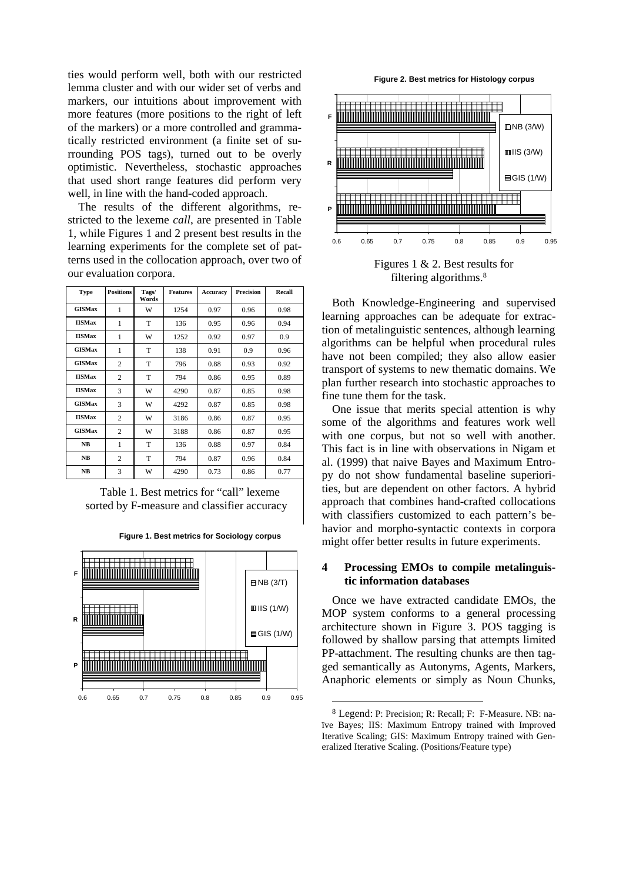ties would perform well, both with our restricted lemma cluster and with our wider set of verbs and markers, our intuitions about improvement with more features (more positions to the right of left of the markers) or a more controlled and grammatically restricted environment (a finite set of surrounding POS tags), turned out to be overly optimistic. Nevertheless, stochastic approaches that used short range features did perform very well, in line with the hand-coded approach.

The results of the different algorithms, restricted to the lexeme *call*, are presented in Table 1, while Figures 1 and 2 present best results in the learning experiments for the complete set of patterns used in the collocation approach, over two of our evaluation corpora.

| Type | Positions | Tags/ Words | Features | Accuracy | Precision | Recall |
|---|---|---|---|---|---|---|
| GISMax | 1 | W | 1254 | 0.97 | 0.96 | 0.98 |
| IISMax | 1 | T | 136 | 0.95 | 0.96 | 0.94 |
| IISMax | 1 | W | 1252 | 0.92 | 0.97 | 0.9 |
| GISMax | 1 | T | 138 | 0.91 | 0.9 | 0.96 |
| GISMax | 2 | T | 796 | 0.88 | 0.93 | 0.92 |
| IISMax | 2 | T | 794 | 0.86 | 0.95 | 0.89 |
| IISMax | 3 | W | 4290 | 0.87 | 0.85 | 0.98 |
| GISMax | 3 | W | 4292 | 0.87 | 0.85 | 0.98 |
| IISMax | 2 | W | 3186 | 0.86 | 0.87 | 0.95 |
| GISMax | 2 | W | 3188 | 0.86 | 0.87 | 0.95 |
| NB | 1 | T | 136 | 0.88 | 0.97 | 0.84 |
| NB | 2 | T | 794 | 0.87 | 0.96 | 0.84 |
| NB | 3 | W | 4290 | 0.73 | 0.86 | 0.77 |

Table 1. Best metrics for "call" lexeme sorted by F-measure and classifier accuracy

**Figure 1. Best metrics for Sociology corpus**

**Figure 2. Best metrics for Histology corpus**

Figures 1 & 2. Best results for filtering algorithms.[8]

Both Knowledge-Engineering and supervised learning approaches can be adequate for extraction of metalinguistic sentences, although learning algorithms can be helpful when procedural rules have not been compiled; they also allow easier transport of systems to new thematic domains. We plan further research into stochastic approaches to fine tune them for the task.

One issue that merits special attention is why some of the algorithms and features work well with one corpus, but not so well with another. This fact is in line with observations in Nigam et al. (1999) that naive Bayes and Maximum Entropy do not show fundamental baseline superiorities, but are dependent on other factors. A hybrid approach that combines hand-crafted collocations with classifiers customized to each pattern's behavior and morpho-syntactic contexts in corpora might offer better results in future experiments.

## 4 Processing EMOs to compile metalinguistic information databases

Once we have extracted candidate EMOs, the MOP system conforms to a general processing architecture shown in Figure 3. POS tagging is followed by shallow parsing that attempts limited PP-attachment. The resulting chunks are then tagged semantically as Autonyms, Agents, Markers, Anaphoric elements or simply as Noun Chunks,

[8] Legend: P: Precision; R: Recall; F: F-Measure. NB: naïve Bayes; IIS: Maximum Entropy trained with Improved Iterative Scaling; GIS: Maximum Entropy trained with Generalized Iterative Scaling. (Positions/Feature type)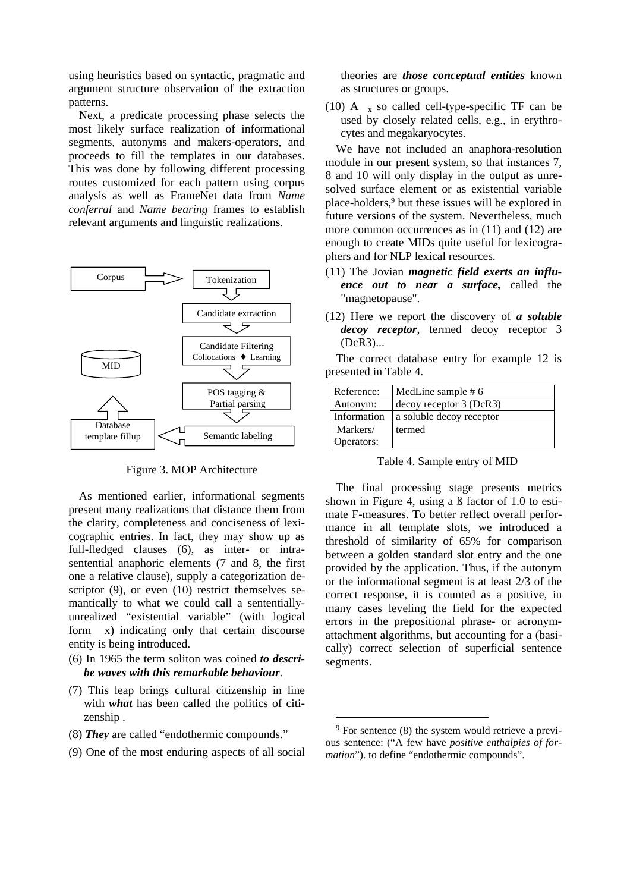using heuristics based on syntactic, pragmatic and argument structure observation of the extraction patterns.

Next, a predicate processing phase selects the most likely surface realization of informational segments, autonyms and makers-operators, and proceeds to fill the templates in our databases. This was done by following different processing routes customized for each pattern using corpus analysis as well as FrameNet data from *Name conferral* and *Name bearing* frames to establish relevant arguments and linguistic realizations.

Corpus → Tokenization → Candidate extraction → Candidate Filtering (Collocations ♦ Learning) → POS tagging & Partial parsing → Semantic labeling → Database template fillup → MID

Figure 3. MOP Architecture

As mentioned earlier, informational segments present many realizations that distance them from the clarity, completeness and conciseness of lexicographic entries. In fact, they may show up as full-fledged clauses (6), as inter- or intra-sentential anaphoric elements (7 and 8, the first one a relative clause), supply a categorization descriptor (9), or even (10) restrict themselves semantically to what we could call a sententially-unrealized "existential variable" (with logical form x) indicating only that certain discourse entity is being introduced.

(6) In 1965 the term soliton was coined ***to describe waves with this remarkable behaviour***.

(7) This leap brings cultural citizenship in line with ***what*** has been called the politics of citizenship .

(8) ***They*** are called "endothermic compounds."

(9) One of the most enduring aspects of all social theories are ***those conceptual entities*** known as structures or groups.

(10) A $_x$ so called cell-type-specific TF can be used by closely related cells, e.g., in erythrocytes and megakaryocytes.

We have not included an anaphora-resolution module in our present system, so that instances 7, 8 and 10 will only display in the output as unresolved surface element or as existential variable place-holders,[9] but these issues will be explored in future versions of the system. Nevertheless, much more common occurrences as in (11) and (12) are enough to create MIDs quite useful for lexicographers and for NLP lexical resources.

(11) The Jovian ***magnetic field exerts an influence out to near a surface,*** called the "magnetopause".

(12) Here we report the discovery of ***a soluble decoy receptor***, termed decoy receptor 3 (DcR3)...

The correct database entry for example 12 is presented in Table 4.

| Reference: | MedLine sample # 6 |
|---|---|
| Autonym: | decoy receptor 3 (DcR3) |
| Information | a soluble decoy receptor |
| Markers/ Operators: | termed |

Table 4. Sample entry of MID

The final processing stage presents metrics shown in Figure 4, using a ß factor of 1.0 to estimate F-measures. To better reflect overall performance in all template slots, we introduced a threshold of similarity of 65% for comparison between a golden standard slot entry and the one provided by the application. Thus, if the autonym or the informational segment is at least 2/3 of the correct response, it is counted as a positive, in many cases leveling the field for the expected errors in the prepositional phrase- or acronym-attachment algorithms, but accounting for a (basically) correct selection of superficial sentence segments.

[9] For sentence (8) the system would retrieve a previous sentence: ("A few have *positive enthalpies of formation*"). to define "endothermic compounds".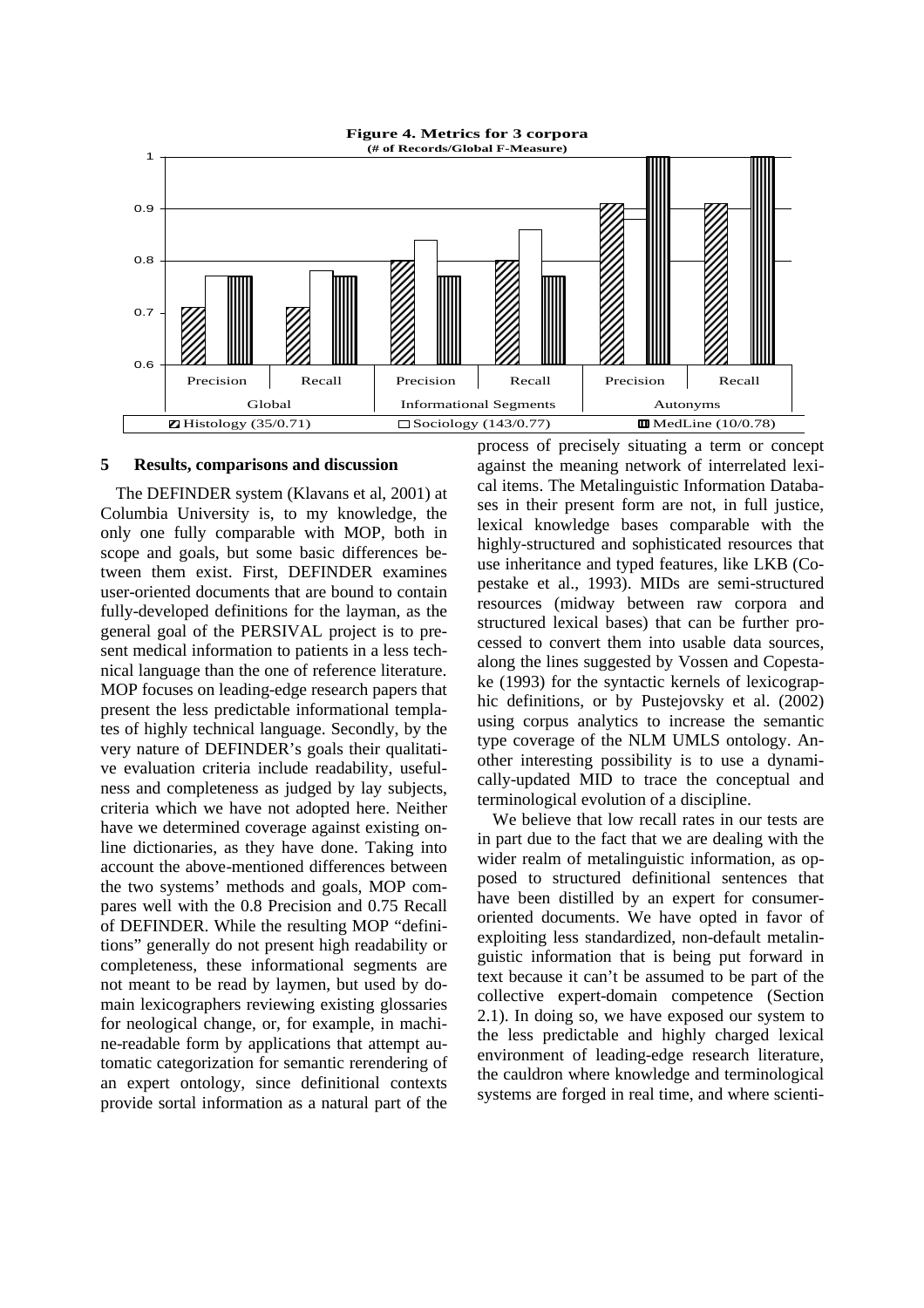**Figure 4. Metrics for 3 corpora**
**(# of Records/Global F-Measure)**

Histology (35/0.71) | Sociology (143/0.77) | MedLine (10/0.78)

## 5 Results, comparisons and discussion

The DEFINDER system (Klavans et al, 2001) at Columbia University is, to my knowledge, the only one fully comparable with MOP, both in scope and goals, but some basic differences between them exist. First, DEFINDER examines user-oriented documents that are bound to contain fully-developed definitions for the layman, as the general goal of the PERSIVAL project is to present medical information to patients in a less technical language than the one of reference literature. MOP focuses on leading-edge research papers that present the less predictable informational templates of highly technical language. Secondly, by the very nature of DEFINDER's goals their qualitative evaluation criteria include readability, usefulness and completeness as judged by lay subjects, criteria which we have not adopted here. Neither have we determined coverage against existing online dictionaries, as they have done. Taking into account the above-mentioned differences between the two systems' methods and goals, MOP compares well with the 0.8 Precision and 0.75 Recall of DEFINDER. While the resulting MOP "definitions" generally do not present high readability or completeness, these informational segments are not meant to be read by laymen, but used by domain lexicographers reviewing existing glossaries for neological change, or, for example, in machine-readable form by applications that attempt automatic categorization for semantic rerendering of an expert ontology, since definitional contexts provide sortal information as a natural part of the process of precisely situating a term or concept against the meaning network of interrelated lexical items. The Metalinguistic Information Databases in their present form are not, in full justice, lexical knowledge bases comparable with the highly-structured and sophisticated resources that use inheritance and typed features, like LKB (Copestake et al., 1993). MIDs are semi-structured resources (midway between raw corpora and structured lexical bases) that can be further processed to convert them into usable data sources, along the lines suggested by Vossen and Copestake (1993) for the syntactic kernels of lexicographic definitions, or by Pustejovsky et al. (2002) using corpus analytics to increase the semantic type coverage of the NLM UMLS ontology. Another interesting possibility is to use a dynamically-updated MID to trace the conceptual and terminological evolution of a discipline.

We believe that low recall rates in our tests are in part due to the fact that we are dealing with the wider realm of metalinguistic information, as opposed to structured definitional sentences that have been distilled by an expert for consumer-oriented documents. We have opted in favor of exploiting less standardized, non-default metalinguistic information that is being put forward in text because it can't be assumed to be part of the collective expert-domain competence (Section 2.1). In doing so, we have exposed our system to the less predictable and highly charged lexical environment of leading-edge research literature, the cauldron where knowledge and terminological systems are forged in real time, and where scienti-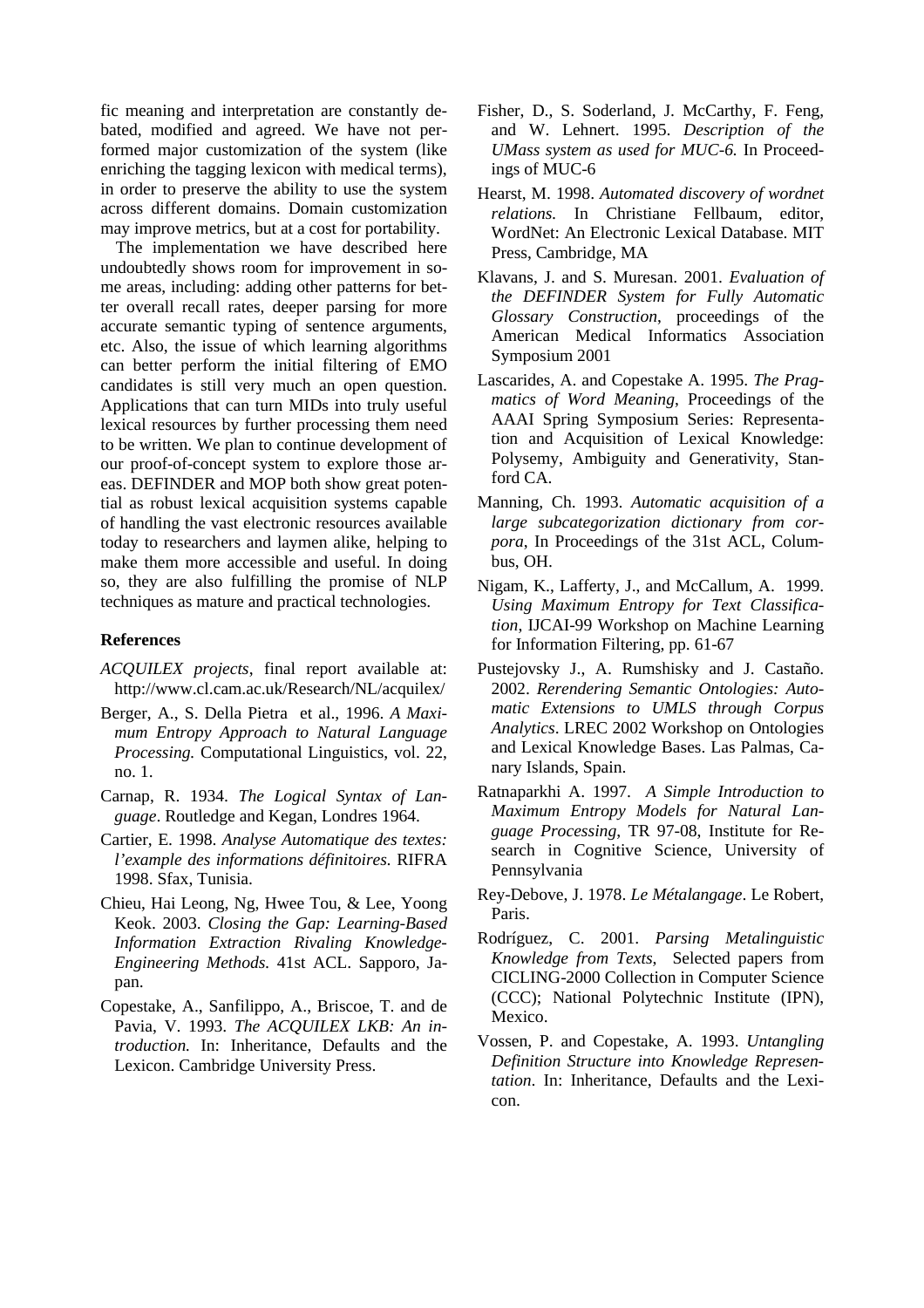fic meaning and interpretation are constantly debated, modified and agreed. We have not performed major customization of the system (like enriching the tagging lexicon with medical terms), in order to preserve the ability to use the system across different domains. Domain customization may improve metrics, but at a cost for portability.

The implementation we have described here undoubtedly shows room for improvement in some areas, including: adding other patterns for better overall recall rates, deeper parsing for more accurate semantic typing of sentence arguments, etc. Also, the issue of which learning algorithms can better perform the initial filtering of EMO candidates is still very much an open question. Applications that can turn MIDs into truly useful lexical resources by further processing them need to be written. We plan to continue development of our proof-of-concept system to explore those areas. DEFINDER and MOP both show great potential as robust lexical acquisition systems capable of handling the vast electronic resources available today to researchers and laymen alike, helping to make them more accessible and useful. In doing so, they are also fulfilling the promise of NLP techniques as mature and practical technologies.

## References

*ACQUILEX projects*, final report available at: http://www.cl.cam.ac.uk/Research/NL/acquilex/

Berger, A., S. Della Pietra et al., 1996. *A Maximum Entropy Approach to Natural Language Processing.* Computational Linguistics, vol. 22, no. 1.

Carnap, R. 1934. *The Logical Syntax of Language*. Routledge and Kegan, Londres 1964.

Cartier, E. 1998. *Analyse Automatique des textes: l'exemple des informations définitoires.* RIFRA 1998. Sfax, Tunisia.

Chieu, Hai Leong, Ng, Hwee Tou, & Lee, Yoong Keok. 2003. *Closing the Gap: Learning-Based Information Extraction Rivaling Knowledge-Engineering Methods.* 41st ACL. Sapporo, Japan.

Copestake, A., Sanfilippo, A., Briscoe, T. and de Pavia, V. 1993. *The ACQUILEX LKB: An introduction.* In: Inheritance, Defaults and the Lexicon. Cambridge University Press.

Fisher, D., S. Soderland, J. McCarthy, F. Feng, and W. Lehnert. 1995. *Description of the UMass system as used for MUC-6.* In Proceedings of MUC-6

Hearst, M. 1998. *Automated discovery of wordnet relations.* In Christiane Fellbaum, editor, WordNet: An Electronic Lexical Database. MIT Press, Cambridge, MA

Klavans, J. and S. Muresan. 2001. *Evaluation of the DEFINDER System for Fully Automatic Glossary Construction*, proceedings of the American Medical Informatics Association Symposium 2001

Lascarides, A. and Copestake A. 1995. *The Pragmatics of Word Meaning*, Proceedings of the AAAI Spring Symposium Series: Representation and Acquisition of Lexical Knowledge: Polysemy, Ambiguity and Generativity, Stanford CA.

Manning, Ch. 1993. *Automatic acquisition of a large subcategorization dictionary from corpora*, In Proceedings of the 31st ACL, Columbus, OH.

Nigam, K., Lafferty, J., and McCallum, A. 1999. *Using Maximum Entropy for Text Classification*, IJCAI-99 Workshop on Machine Learning for Information Filtering, pp. 61-67

Pustejovsky J., A. Rumshisky and J. Castaño. 2002. *Rerendering Semantic Ontologies: Automatic Extensions to UMLS through Corpus Analytics*. LREC 2002 Workshop on Ontologies and Lexical Knowledge Bases. Las Palmas, Canary Islands, Spain.

Ratnaparkhi A. 1997. *A Simple Introduction to Maximum Entropy Models for Natural Language Processing*, TR 97-08, Institute for Research in Cognitive Science, University of Pennsylvania

Rey-Debove, J. 1978. *Le Métalangage*. Le Robert, Paris.

Rodríguez, C. 2001. *Parsing Metalinguistic Knowledge from Texts*, Selected papers from CICLING-2000 Collection in Computer Science (CCC); National Polytechnic Institute (IPN), Mexico.

Vossen, P. and Copestake, A. 1993. *Untangling Definition Structure into Knowledge Representation*. In: Inheritance, Defaults and the Lexicon.